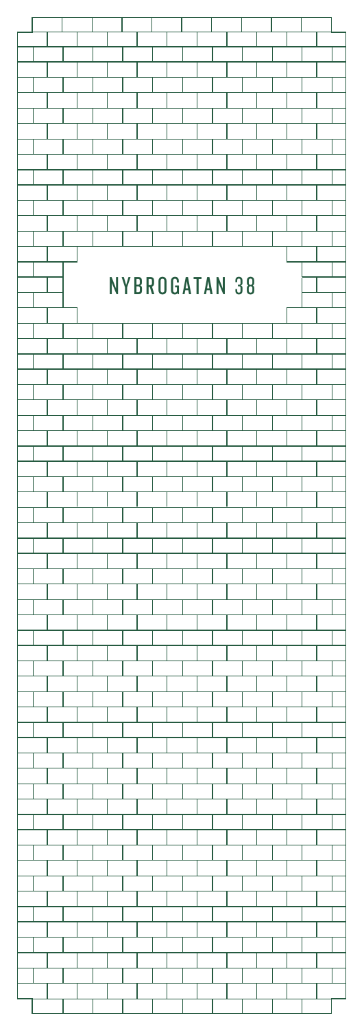# NYBROGATAN 38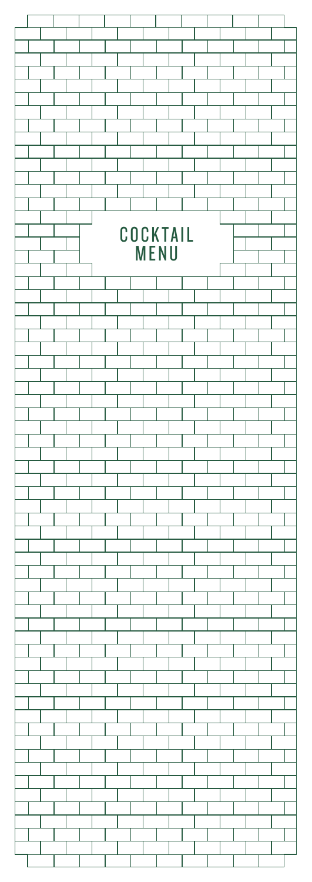# COCKTAIL MENU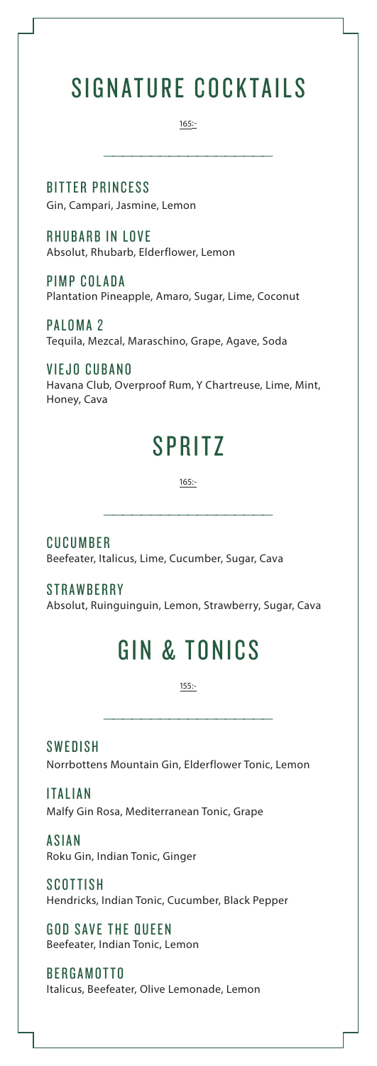# SIGNATURE COCKTAILS

165:-

### BITTER PRINCESS
Gin, Campari, Jasmine, Lemon

### RHUBARB IN LOVE
Absolut, Rhubarb, Elderflower, Lemon

### PIMP COLADA
Plantation Pineapple, Amaro, Sugar, Lime, Coconut

### PALOMA 2
Tequila, Mezcal, Maraschino, Grape, Agave, Soda

### VIEJO CUBANO
Havana Club, Overproof Rum, Y Chartreuse, Lime, Mint, Honey, Cava

# SPRITZ

165:-

### CUCUMBER
Beefeater, Italicus, Lime, Cucumber, Sugar, Cava

### STRAWBERRY
Absolut, Ruinguinguin, Lemon, Strawberry, Sugar, Cava

# GIN & TONICS

155:-

### SWEDISH
Norrbottens Mountain Gin, Elderflower Tonic, Lemon

### ITALIAN
Malfy Gin Rosa, Mediterranean Tonic, Grape

### ASIAN
Roku Gin, Indian Tonic, Ginger

### SCOTTISH
Hendricks, Indian Tonic, Cucumber, Black Pepper

### GOD SAVE THE QUEEN
Beefeater, Indian Tonic, Lemon

### BERGAMOTTO
Italicus, Beefeater, Olive Lemonade, Lemon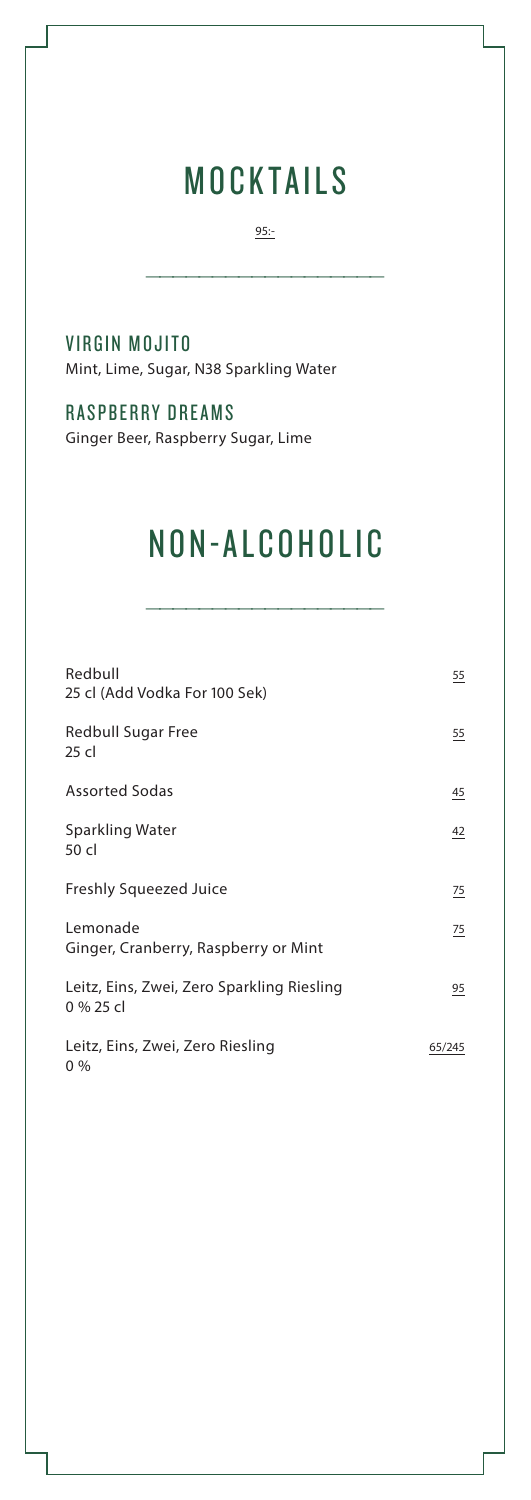# MOCKTAILS

95:-

---

### VIRGIN MOJITO
Mint, Lime, Sugar, N38 Sparkling Water

### RASPBERRY DREAMS
Ginger Beer, Raspberry Sugar, Lime

# NON-ALCOHOLIC

---

| Item | Price |
|---|---|
| Redbull<br>25 cl (Add Vodka For 100 Sek) | 55 |
| Redbull Sugar Free<br>25 cl | 55 |
| Assorted Sodas | 45 |
| Sparkling Water<br>50 cl | 42 |
| Freshly Squeezed Juice | 75 |
| Lemonade<br>Ginger, Cranberry, Raspberry or Mint | 75 |
| Leitz, Eins, Zwei, Zero Sparkling Riesling<br>0 % 25 cl | 95 |
| Leitz, Eins, Zwei, Zero Riesling<br>0 % | 65/245 |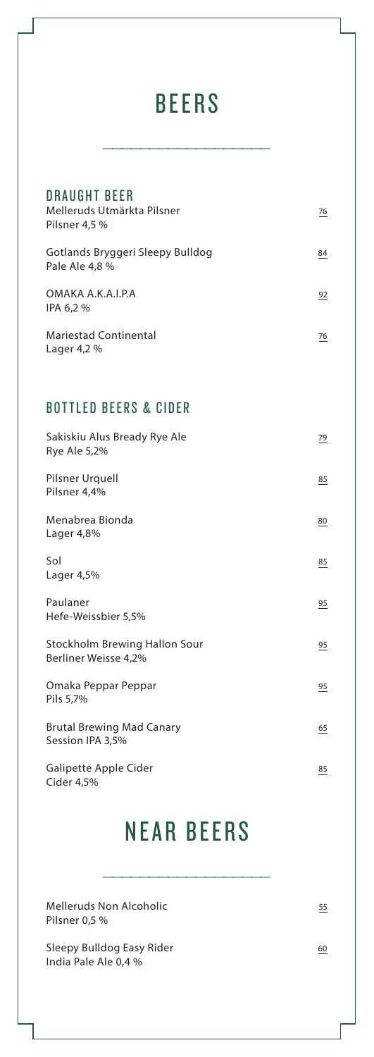# BEERS

## DRAUGHT BEER

Melleruds Utmärkta Pilsner
Pilsner 4,5 % — 76

Gotlands Bryggeri Sleepy Bulldog
Pale Ale 4,8 % — 84

OMAKA A.K.A.I.P.A
IPA 6,2 % — 92

Mariestad Continental
Lager 4,2 % — 76

## BOTTLED BEERS & CIDER

Sakiskiu Alus Bready Rye Ale
Rye Ale 5,2% — 79

Pilsner Urquell
Pilsner 4,4% — 85

Menabrea Bionda
Lager 4,8% — 80

Sol
Lager 4,5% — 85

Paulaner
Hefe-Weissbier 5,5% — 95

Stockholm Brewing Hallon Sour
Berliner Weisse 4,2% — 95

Omaka Peppar Peppar
Pils 5,7% — 95

Brutal Brewing Mad Canary
Session IPA 3,5% — 65

Galipette Apple Cider
Cider 4,5% — 85

# NEAR BEERS

Melleruds Non Alcoholic
Pilsner 0,5 % — 55

Sleepy Bulldog Easy Rider
India Pale Ale 0,4 % — 60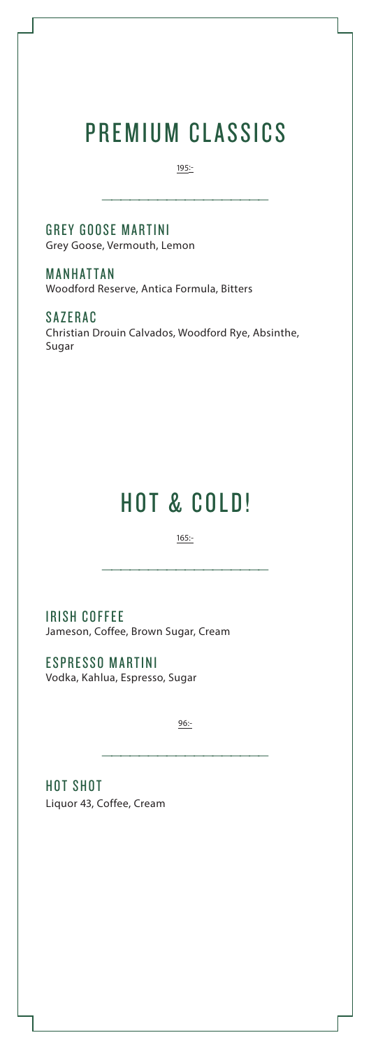# PREMIUM CLASSICS

195:-

---

### GREY GOOSE MARTINI
Grey Goose, Vermouth, Lemon

### MANHATTAN
Woodford Reserve, Antica Formula, Bitters

### SAZERAC
Christian Drouin Calvados, Woodford Rye, Absinthe, Sugar

# HOT & COLD!

165:-

---

### IRISH COFFEE
Jameson, Coffee, Brown Sugar, Cream

### ESPRESSO MARTINI
Vodka, Kahlua, Espresso, Sugar

96:-

---

### HOT SHOT
Liquor 43, Coffee, Cream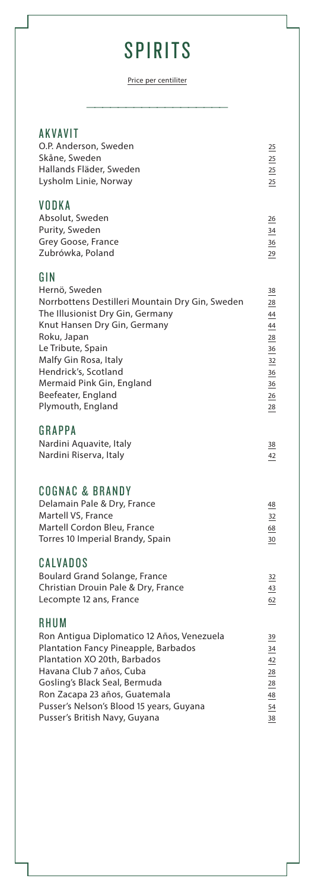# SPIRITS

Price per centiliter

## AKVAVIT

| | |
|---|---|
| O.P. Anderson, Sweden | 25 |
| Skåne, Sweden | 25 |
| Hallands Fläder, Sweden | 25 |
| Lysholm Linie, Norway | 25 |

## VODKA

| | |
|---|---|
| Absolut, Sweden | 26 |
| Purity, Sweden | 34 |
| Grey Goose, France | 36 |
| Zubrówka, Poland | 29 |

## GIN

| | |
|---|---|
| Hernö, Sweden | 38 |
| Norrbottens Destilleri Mountain Dry Gin, Sweden | 28 |
| The Illusionist Dry Gin, Germany | 44 |
| Knut Hansen Dry Gin, Germany | 44 |
| Roku, Japan | 28 |
| Le Tribute, Spain | 36 |
| Malfy Gin Rosa, Italy | 32 |
| Hendrick's, Scotland | 36 |
| Mermaid Pink Gin, England | 36 |
| Beefeater, England | 26 |
| Plymouth, England | 28 |

## GRAPPA

| | |
|---|---|
| Nardini Aquavite, Italy | 38 |
| Nardini Riserva, Italy | 42 |

## COGNAC & BRANDY

| | |
|---|---|
| Delamain Pale & Dry, France | 48 |
| Martell VS, France | 32 |
| Martell Cordon Bleu, France | 68 |
| Torres 10 Imperial Brandy, Spain | 30 |

## CALVADOS

| | |
|---|---|
| Boulard Grand Solange, France | 32 |
| Christian Drouin Pale & Dry, France | 43 |
| Lecompte 12 ans, France | 62 |

## RHUM

| | |
|---|---|
| Ron Antigua Diplomatico 12 Años, Venezuela | 39 |
| Plantation Fancy Pineapple, Barbados | 34 |
| Plantation XO 20th, Barbados | 42 |
| Havana Club 7 años, Cuba | 28 |
| Gosling's Black Seal, Bermuda | 28 |
| Ron Zacapa 23 años, Guatemala | 48 |
| Pusser's Nelson's Blood 15 years, Guyana | 54 |
| Pusser's British Navy, Guyana | 38 |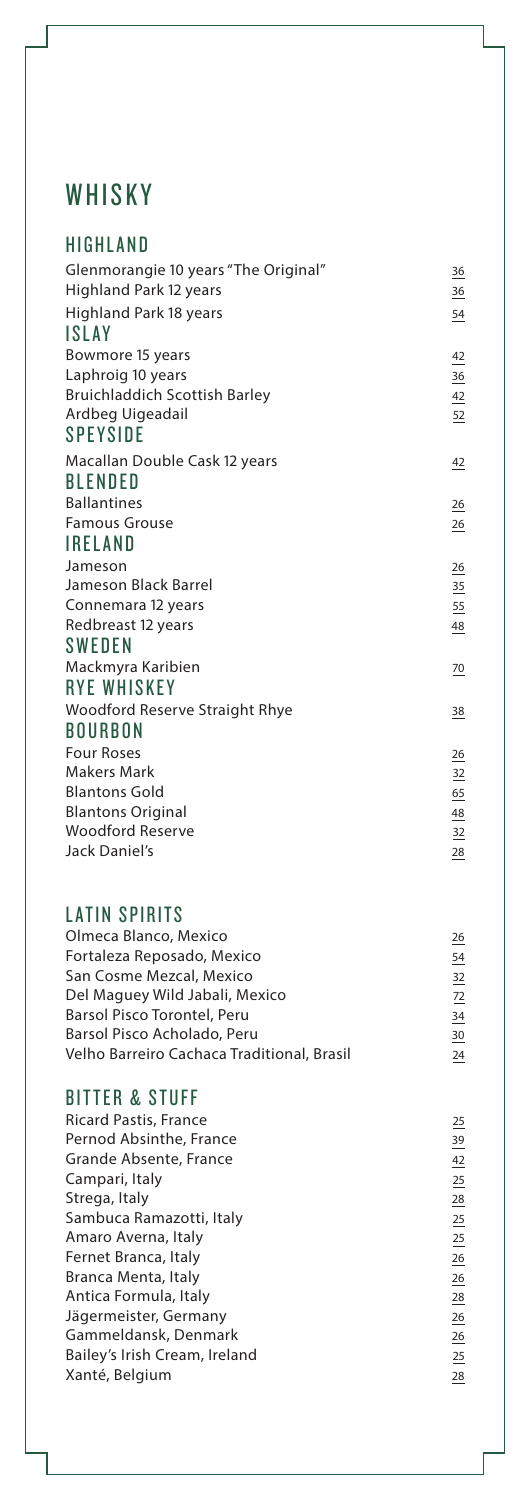# WHISKY

## HIGHLAND

| | |
|---|---|
| Glenmorangie 10 years "The Original" | 36 |
| Highland Park 12 years | 36 |
| Highland Park 18 years | 54 |

## ISLAY

| | |
|---|---|
| Bowmore 15 years | 42 |
| Laphroig 10 years | 36 |
| Bruichladdich Scottish Barley | 42 |
| Ardbeg Uigeadail | 52 |

## SPEYSIDE

| | |
|---|---|
| Macallan Double Cask 12 years | 42 |

## BLENDED

| | |
|---|---|
| Ballantines | 26 |
| Famous Grouse | 26 |

## IRELAND

| | |
|---|---|
| Jameson | 26 |
| Jameson Black Barrel | 35 |
| Connemara 12 years | 55 |
| Redbreast 12 years | 48 |

## SWEDEN

| | |
|---|---|
| Mackmyra Karibien | 70 |

## RYE WHISKEY

| | |
|---|---|
| Woodford Reserve Straight Rhye | 38 |

## BOURBON

| | |
|---|---|
| Four Roses | 26 |
| Makers Mark | 32 |
| Blantons Gold | 65 |
| Blantons Original | 48 |
| Woodford Reserve | 32 |
| Jack Daniel's | 28 |

# LATIN SPIRITS

| | |
|---|---|
| Olmeca Blanco, Mexico | 26 |
| Fortaleza Reposado, Mexico | 54 |
| San Cosme Mezcal, Mexico | 32 |
| Del Maguey Wild Jabali, Mexico | 72 |
| Barsol Pisco Torontel, Peru | 34 |
| Barsol Pisco Acholado, Peru | 30 |
| Velho Barreiro Cachaca Traditional, Brasil | 24 |

# BITTER & STUFF

| | |
|---|---|
| Ricard Pastis, France | 25 |
| Pernod Absinthe, France | 39 |
| Grande Absente, France | 42 |
| Campari, Italy | 25 |
| Strega, Italy | 28 |
| Sambuca Ramazotti, Italy | 25 |
| Amaro Averna, Italy | 25 |
| Fernet Branca, Italy | 26 |
| Branca Menta, Italy | 26 |
| Antica Formula, Italy | 28 |
| Jägermeister, Germany | 26 |
| Gammeldansk, Denmark | 26 |
| Bailey's Irish Cream, Ireland | 25 |
| Xanté, Belgium | 28 |